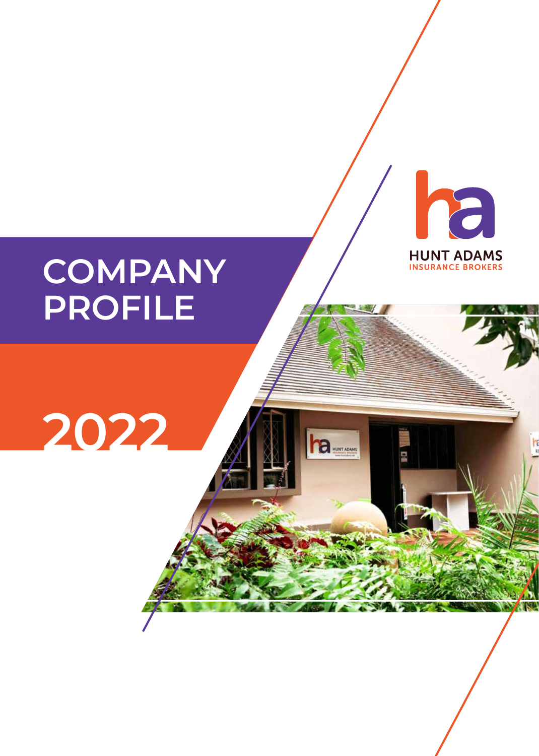# COMPANY PROFILE

# 2022

HUNT ADAMS
INSURANCE BROKERS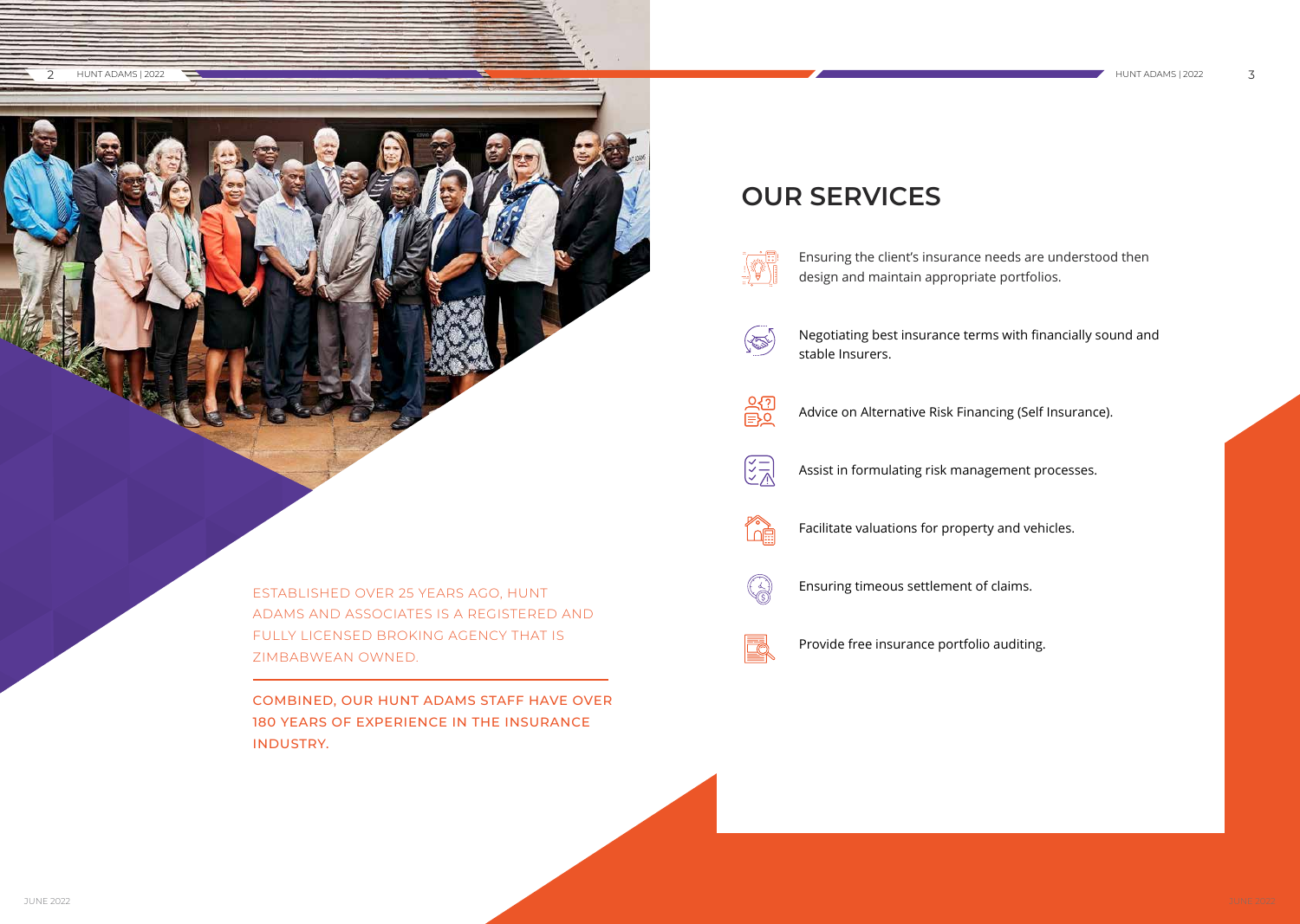ESTABLISHED OVER 25 YEARS AGO, HUNT ADAMS AND ASSOCIATES IS A REGISTERED AND FULLY LICENSED BROKING AGENCY THAT IS ZIMBABWEAN OWNED.

**COMBINED, OUR HUNT ADAMS STAFF HAVE OVER 180 YEARS OF EXPERIENCE IN THE INSURANCE INDUSTRY.**

## OUR SERVICES

- Ensuring the client's insurance needs are understood then design and maintain appropriate portfolios.
- Negotiating best insurance terms with financially sound and stable Insurers.
- Advice on Alternative Risk Financing (Self Insurance).
- Assist in formulating risk management processes.
- Facilitate valuations for property and vehicles.
- Ensuring timeous settlement of claims.
- Provide free insurance portfolio auditing.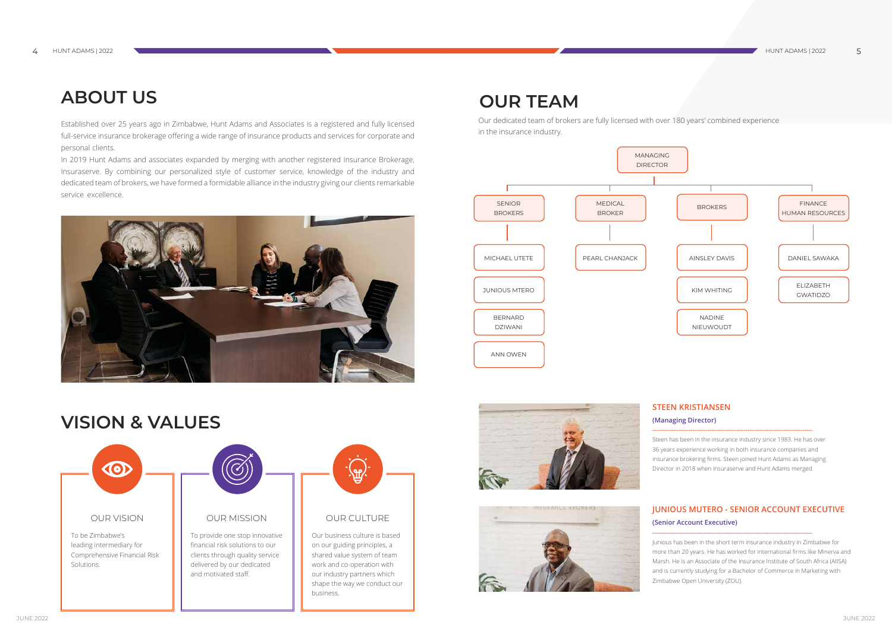# ABOUT US

Established over 25 years ago in Zimbabwe, Hunt Adams and Associates is a registered and fully licensed full-service insurance brokerage offering a wide range of insurance products and services for corporate and personal clients.

In 2019 Hunt Adams and associates expanded by merging with another registered Insurance Brokerage, Insuraserve. By combining our personalized style of customer service, knowledge of the industry and dedicated team of brokers, we have formed a formidable alliance in the industry giving our clients remarkable service excellence.

# VISION & VALUES

### OUR VISION

To be Zimbabwe's leading intermediary for Comprehensive Financial Risk Solutions.

### OUR MISSION

To provide one stop innovative financial risk solutions to our clients through quality service delivered by our dedicated and motivated staff.

### OUR CULTURE

Our business culture is based on our guiding principles, a shared value system of team work and co-operation with our industry partners which shape the way we conduct our business.

# OUR TEAM

Our dedicated team of brokers are fully licensed with over 180 years' combined experience in the insurance industry.

MANAGING DIRECTOR

| SENIOR BROKERS | MEDICAL BROKER | BROKERS | FINANCE HUMAN RESOURCES |
|---|---|---|---|
| MICHAEL UTETE | PEARL CHANJACK | AINSLEY DAVIS | DANIEL SAWAKA |
| JUNIOUS MTERO | | KIM WHITING | ELIZABETH GWATIDZO |
| BERNARD DZIWANI | | NADINE NIEUWOUDT | |
| ANN OWEN | | | |

### STEEN KRISTIANSEN

**(Managing Director)**

Steen has been in the insurance industry since 1983. He has over 36 years experience working in both insurance companies and insurance brokering firms. Steen joined Hunt Adams as Managing Director in 2018 when Insuraserve and Hunt Adams merged.

### JUNIOUS MUTERO - SENIOR ACCOUNT EXECUTIVE

**(Senior Account Executive)**

Junious has been in the short term insurance industry in Zimbabwe for more than 20 years. He has worked for international firms like Minerva and Marsh. He is an Associate of the Insurance Institute of South Africa (AIISA) and is currently studying for a Bachelor of Commerce in Marketing with Zimbabwe Open University (ZOU).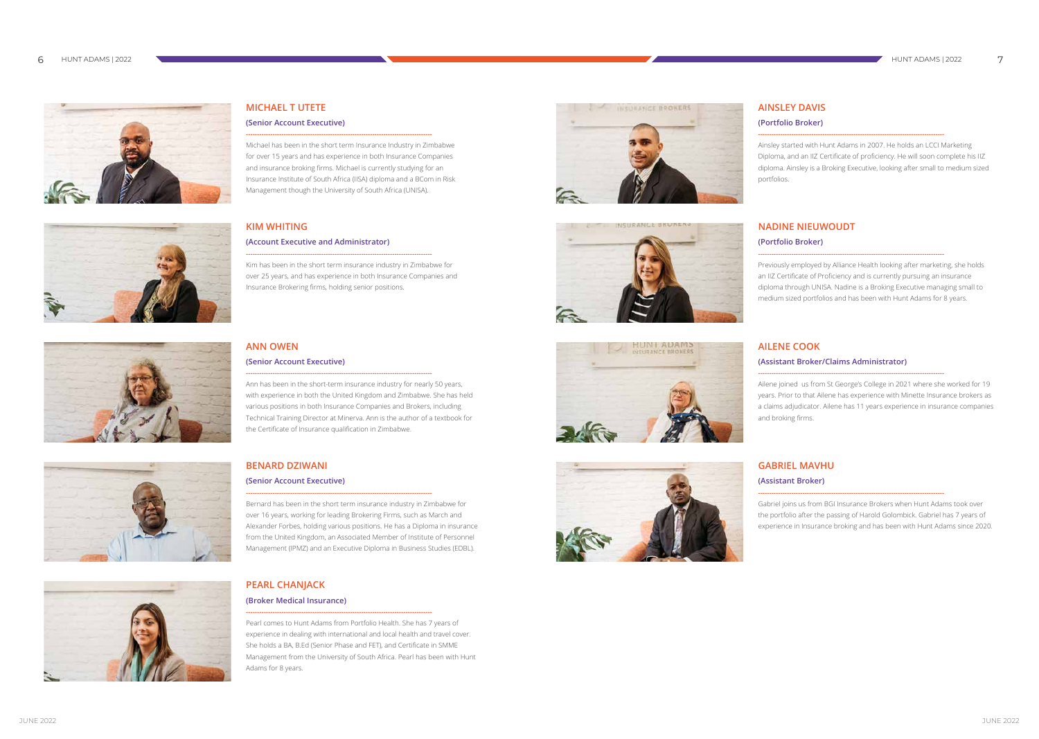## MICHAEL T UTETE

### (Senior Account Executive)

Michael has been in the short term Insurance Industry in Zimbabwe for over 15 years and has experience in both Insurance Companies and insurance broking firms. Michael is currently studying for an Insurance Institute of South Africa (IISA) diploma and a BCom in Risk Management though the University of South Africa (UNISA).

## KIM WHITING

### (Account Executive and Administrator)

Kim has been in the short term insurance industry in Zimbabwe for over 25 years, and has experience in both Insurance Companies and Insurance Brokering firms, holding senior positions.

## ANN OWEN

### (Senior Account Executive)

Ann has been in the short-term insurance industry for nearly 50 years, with experience in both the United Kingdom and Zimbabwe. She has held various positions in both Insurance Companies and Brokers, including Technical Training Director at Minerva. Ann is the author of a textbook for the Certificate of Insurance qualification in Zimbabwe.

## BENARD DZIWANI

### (Senior Account Executive)

Bernard has been in the short term insurance industry in Zimbabwe for over 16 years, working for leading Brokering Firms, such as March and Alexander Forbes, holding various positions. He has a Diploma in insurance from the United Kingdom, an Associated Member of Institute of Personnel Management (IPMZ) and an Executive Diploma in Business Studies (EDBL).

## PEARL CHANJACK

### (Broker Medical Insurance)

Pearl comes to Hunt Adams from Portfolio Health. She has 7 years of experience in dealing with international and local health and travel cover. She holds a BA, B.Ed (Senior Phase and FET), and Certificate in SMME Management from the University of South Africa. Pearl has been with Hunt Adams for 8 years.

## AINSLEY DAVIS

### (Portfolio Broker)

Ainsley started with Hunt Adams in 2007. He holds an LCCI Marketing Diploma, and an IIZ Certificate of proficiency. He will soon complete his IIZ diploma. Ainsley is a Broking Executive, looking after small to medium sized portfolios.

## NADINE NIEUWOUDT

### (Portfolio Broker)

Previously employed by Alliance Health looking after marketing, she holds an IIZ Certificate of Proficiency and is currently pursuing an insurance diploma through UNISA. Nadine is a Broking Executive managing small to medium sized portfolios and has been with Hunt Adams for 8 years.

## AILENE COOK

### (Assistant Broker/Claims Administrator)

Ailene joined us from St George's College in 2021 where she worked for 19 years. Prior to that Ailene has experience with Minette Insurance brokers as a claims adjudicator. Ailene has 11 years experience in insurance companies and broking firms.

## GABRIEL MAVHU

### (Assistant Broker)

Gabriel joins us from BGI Insurance Brokers when Hunt Adams took over the portfolio after the passing of Harold Golombick. Gabriel has 7 years of experience in Insurance broking and has been with Hunt Adams since 2020.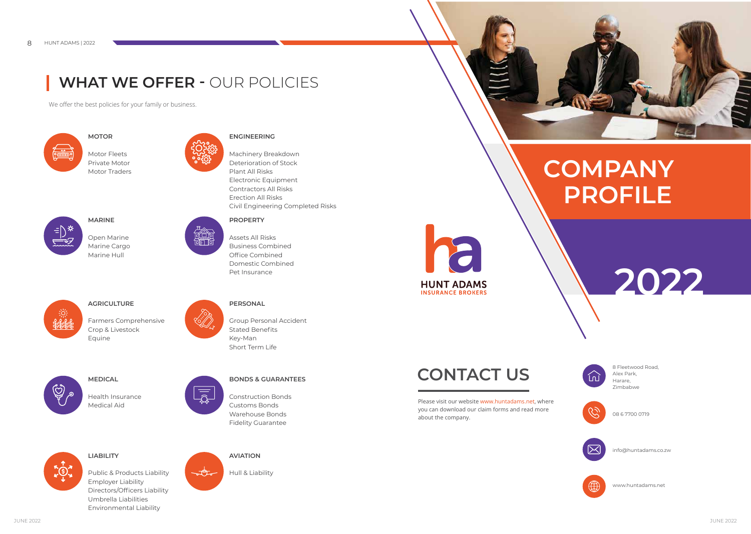## WHAT WE OFFER - OUR POLICIES

We offer the best policies for your family or business.

### MOTOR

Motor Fleets
Private Motor
Motor Traders

### ENGINEERING

Machinery Breakdown
Deterioration of Stock
Plant All Risks
Electronic Equipment
Contractors All Risks
Erection All Risks
Civil Engineering Completed Risks

### MARINE

Open Marine
Marine Cargo
Marine Hull

### PROPERTY

Assets All Risks
Business Combined
Office Combined
Domestic Combined
Pet Insurance

### AGRICULTURE

Farmers Comprehensive
Crop & Livestock
Equine

### PERSONAL

Group Personal Accident
Stated Benefits
Key-Man
Short Term Life

### MEDICAL

Health Insurance
Medical Aid

### BONDS & GUARANTEES

Construction Bonds
Customs Bonds
Warehouse Bonds
Fidelity Guarantee

### LIABILITY

Public & Products Liability
Employer Liability
Directors/Officers Liability
Umbrella Liabilities
Environmental Liability

### AVIATION

Hull & Liability

# COMPANY PROFILE

# 2022

HUNT ADAMS
INSURANCE BROKERS

## CONTACT US

Please visit our website www.huntadams.net, where you can download our claim forms and read more about the company.

8 Fleetwood Road,
Alex Park,
Harare,
Zimbabwe

08 6 7700 0719

info@huntadams.co.zw

www.huntadams.net